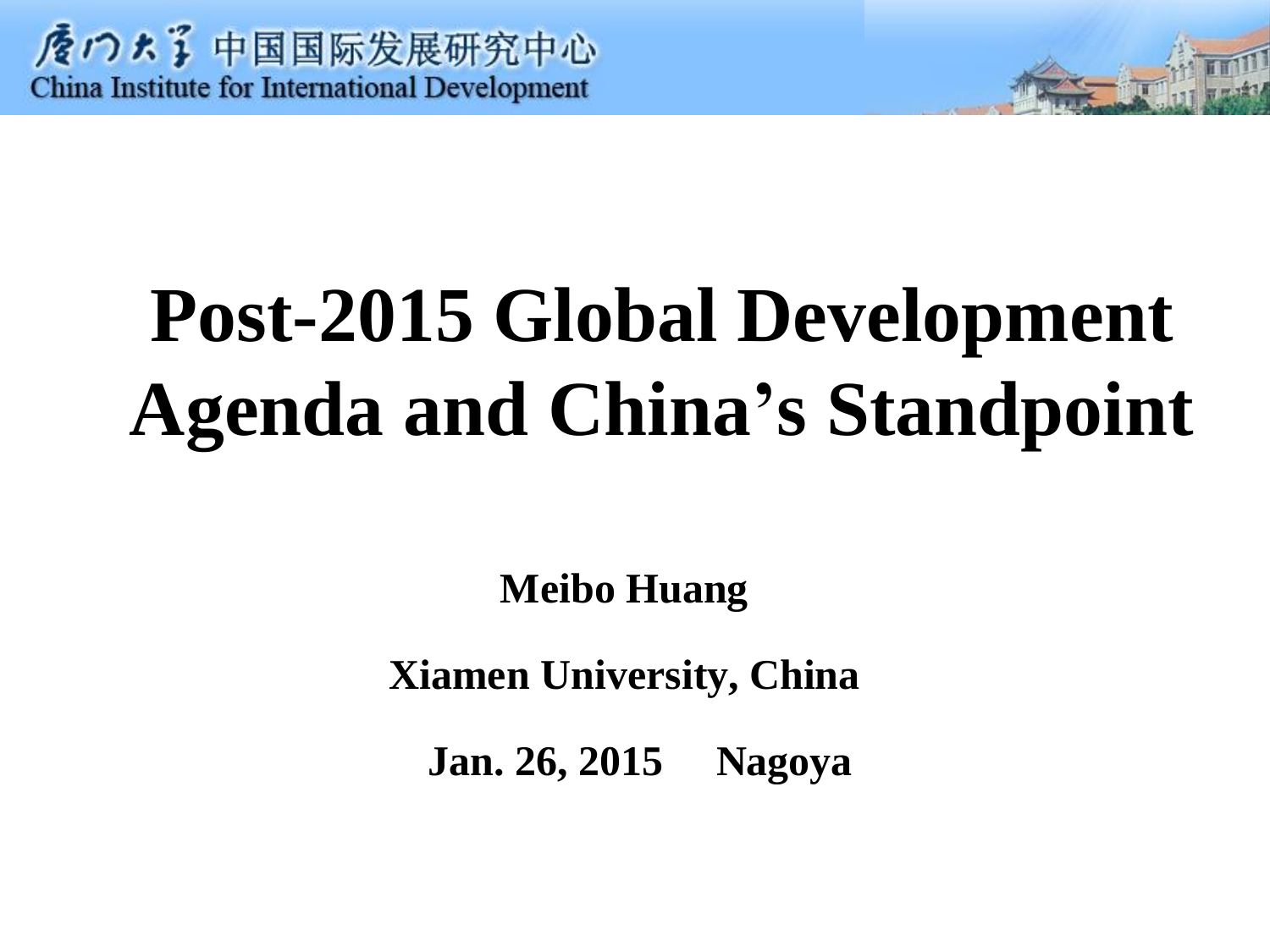厦门大学 中国国际发展研究中心
China Institute for International Development

# Post-2015 Global Development Agenda and China's Standpoint

**Meibo Huang**

**Xiamen University, China**

**Jan. 26, 2015 Nagoya**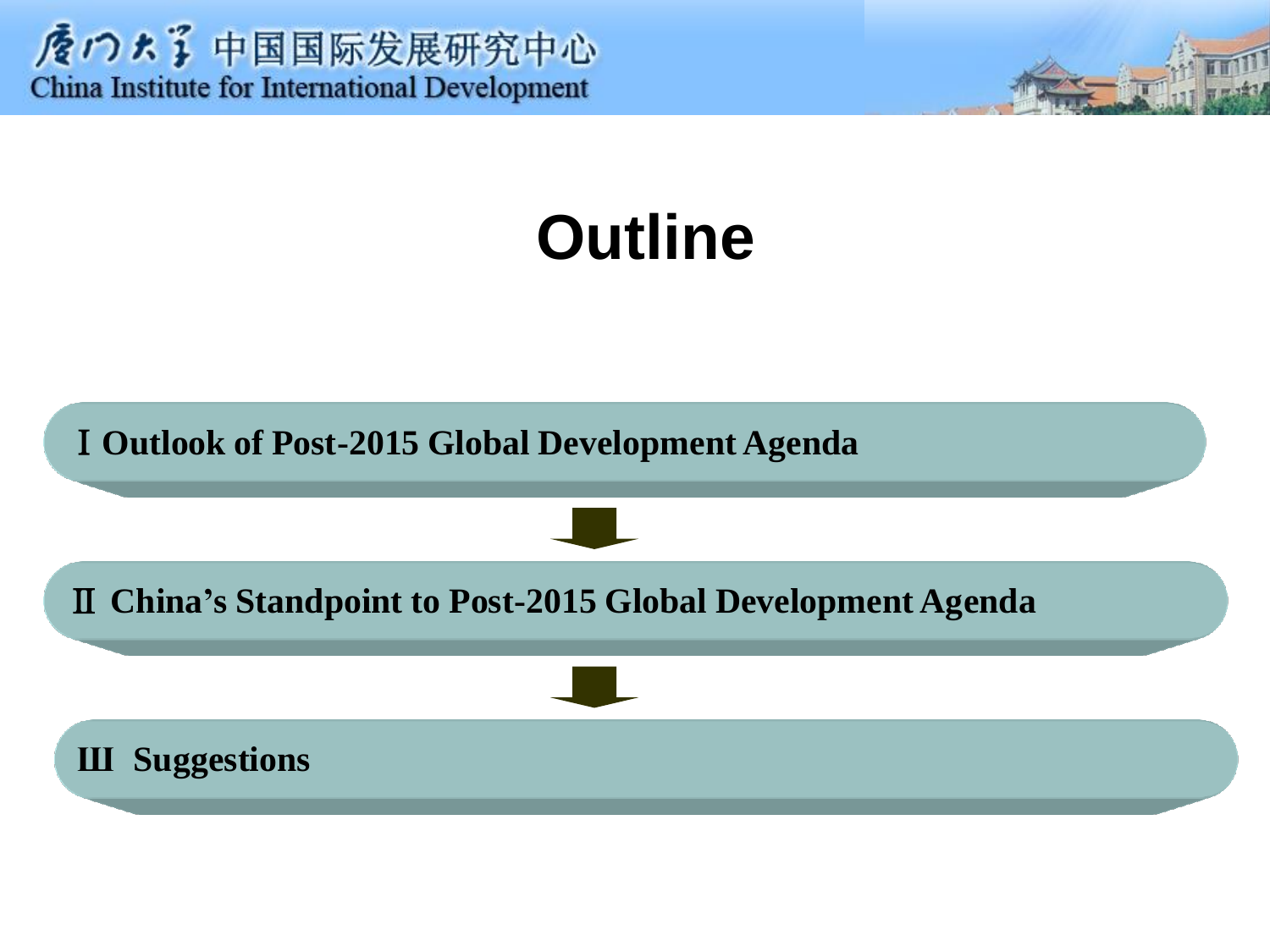# Outline

Ⅰ Outlook of Post-2015 Global Development Agenda

Ⅱ China's Standpoint to Post-2015 Global Development Agenda

Ⅲ Suggestions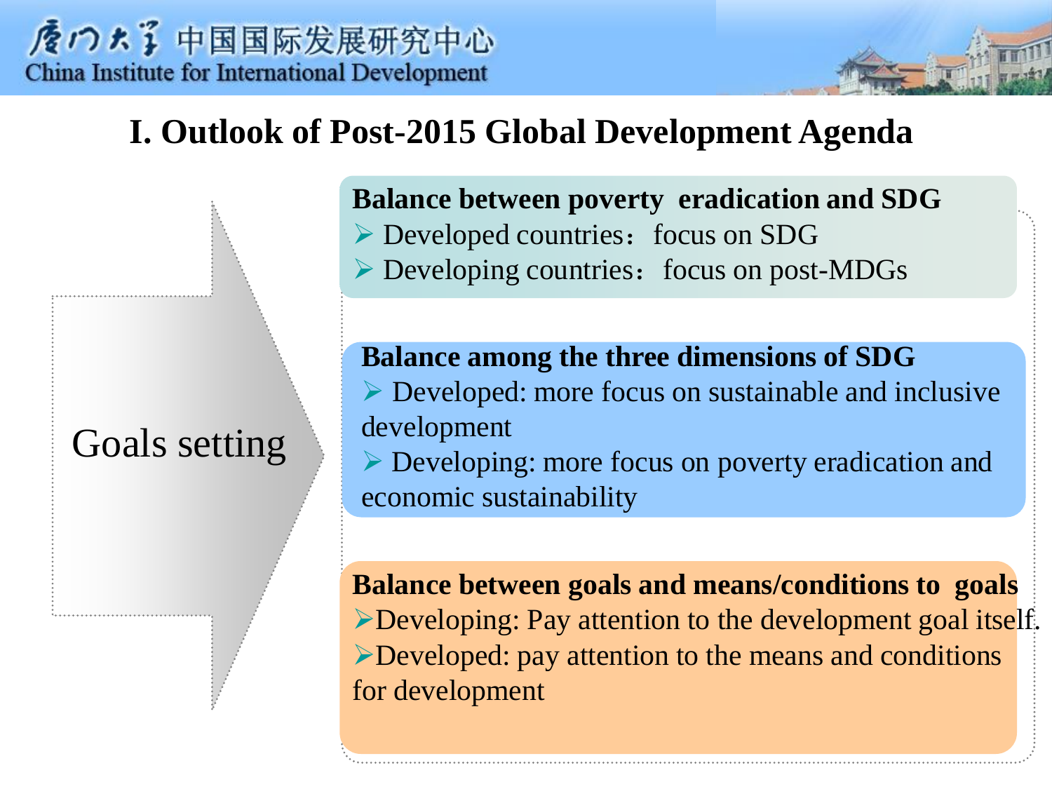# I. Outlook of Post-2015 Global Development Agenda

**Goals setting**

**Balance between poverty eradication and SDG**

- Developed countries： focus on SDG
- Developing countries： focus on post-MDGs

**Balance among the three dimensions of SDG**

- Developed: more focus on sustainable and inclusive development
- Developing: more focus on poverty eradication and economic sustainability

**Balance between goals and means/conditions to goals**

- Developing: Pay attention to the development goal itself.
- Developed: pay attention to the means and conditions for development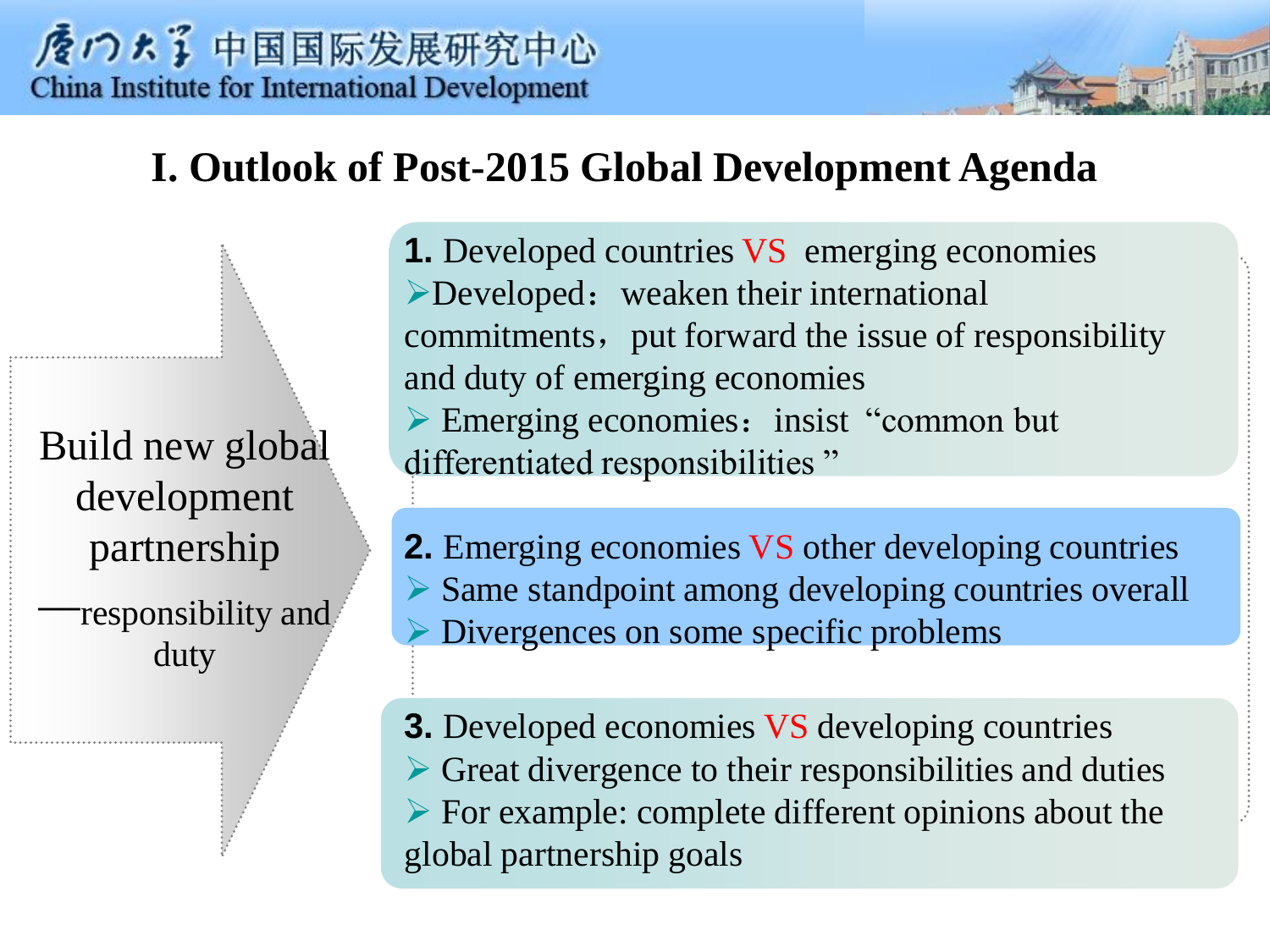# I. Outlook of Post-2015 Global Development Agenda

Build new global development partnership

—responsibility and duty

**1.** Developed countries VS emerging economies

- Developed： weaken their international commitments， put forward the issue of responsibility and duty of emerging economies
- Emerging economies： insist “common but differentiated responsibilities ”

**2.** Emerging economies VS other developing countries

- Same standpoint among developing countries overall
- Divergences on some specific problems

**3.** Developed economies VS developing countries

- Great divergence to their responsibilities and duties
- For example: complete different opinions about the global partnership goals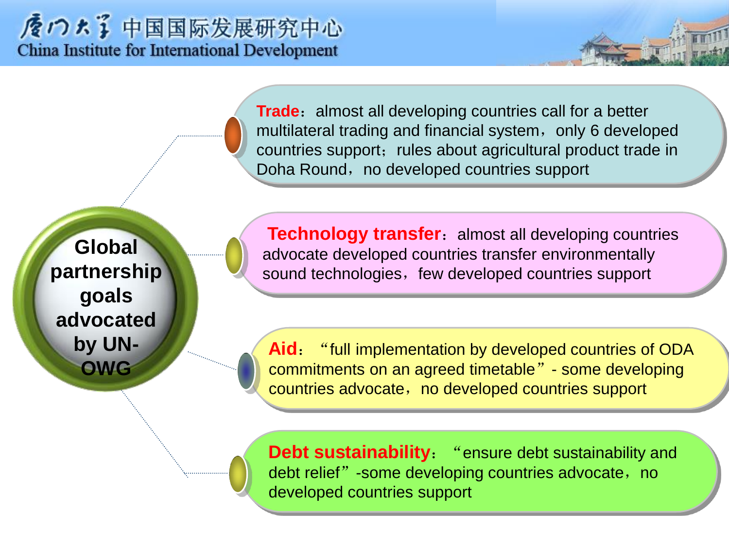## Global partnership goals advocated by UN-OWG

- **Trade**：almost all developing countries call for a better multilateral trading and financial system，only 6 developed countries support；rules about agricultural product trade in Doha Round，no developed countries support
- **Technology transfer**：almost all developing countries advocate developed countries transfer environmentally sound technologies，few developed countries support
- **Aid**： “full implementation by developed countries of ODA commitments on an agreed timetable” - some developing countries advocate，no developed countries support
- **Debt sustainability**： “ensure debt sustainability and debt relief” -some developing countries advocate，no developed countries support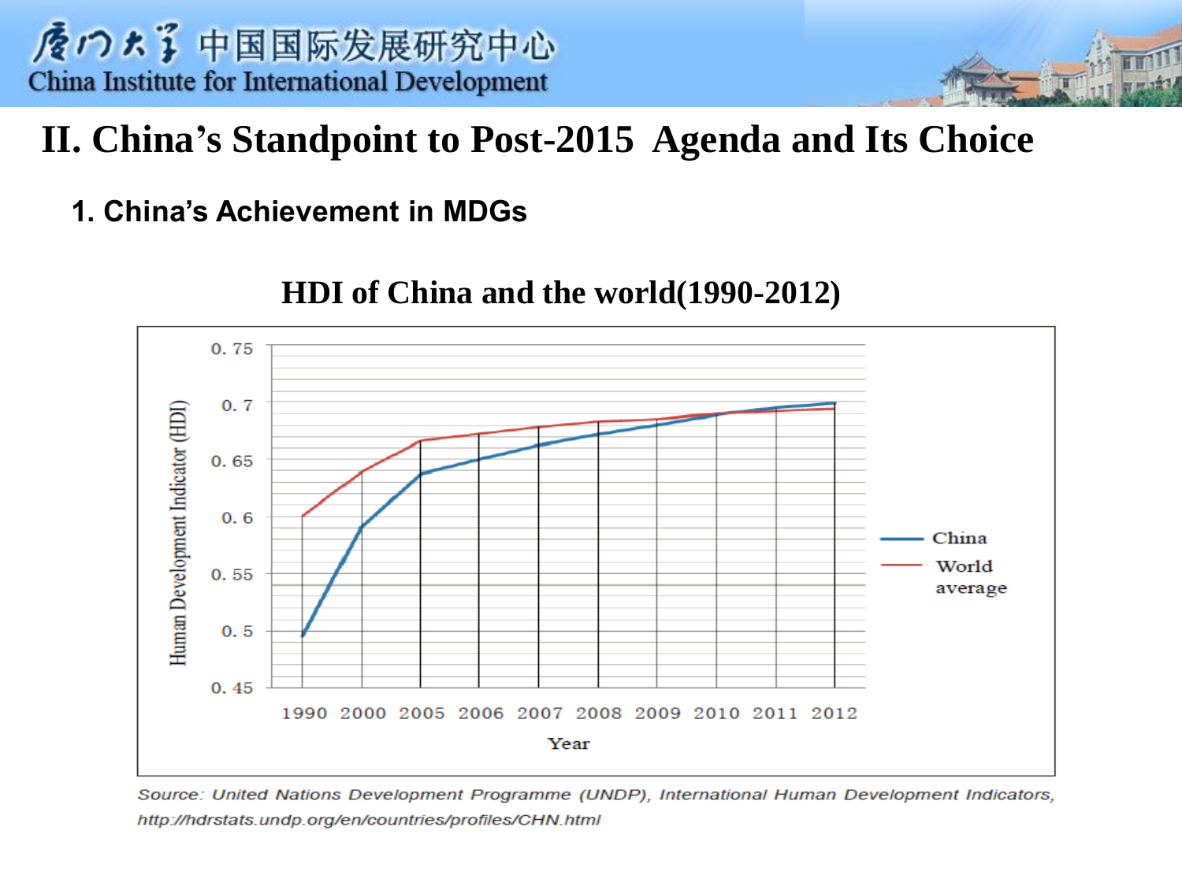# II. China's Standpoint to Post-2015 Agenda and Its Choice

## 1. China's Achievement in MDGs

### HDI of China and the world(1990-2012)

*Source: United Nations Development Programme (UNDP), International Human Development Indicators, http://hdrstats.undp.org/en/countries/profiles/CHN.html*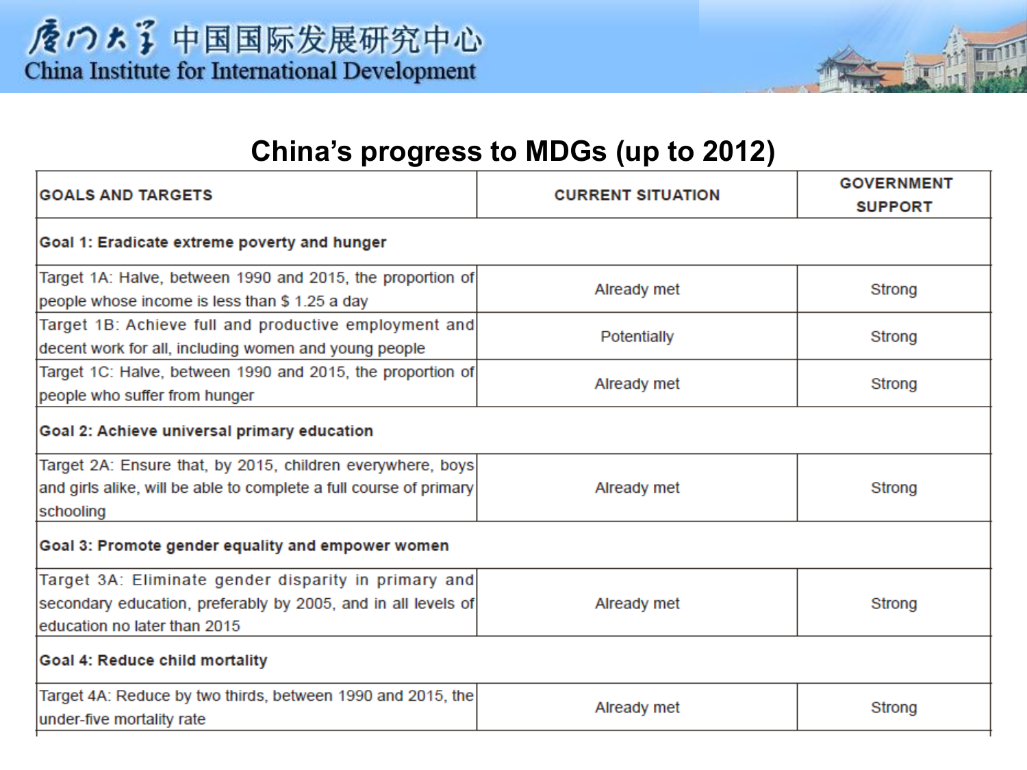# China's progress to MDGs (up to 2012)

| GOALS AND TARGETS | CURRENT SITUATION | GOVERNMENT SUPPORT |
|---|---|---|
| **Goal 1: Eradicate extreme poverty and hunger** | | |
| Target 1A: Halve, between 1990 and 2015, the proportion of people whose income is less than $ 1.25 a day | Already met | Strong |
| Target 1B: Achieve full and productive employment and decent work for all, including women and young people | Potentially | Strong |
| Target 1C: Halve, between 1990 and 2015, the proportion of people who suffer from hunger | Already met | Strong |
| **Goal 2: Achieve universal primary education** | | |
| Target 2A: Ensure that, by 2015, children everywhere, boys and girls alike, will be able to complete a full course of primary schooling | Already met | Strong |
| **Goal 3: Promote gender equality and empower women** | | |
| Target 3A: Eliminate gender disparity in primary and secondary education, preferably by 2005, and in all levels of education no later than 2015 | Already met | Strong |
| **Goal 4: Reduce child mortality** | | |
| Target 4A: Reduce by two thirds, between 1990 and 2015, the under-five mortality rate | Already met | Strong |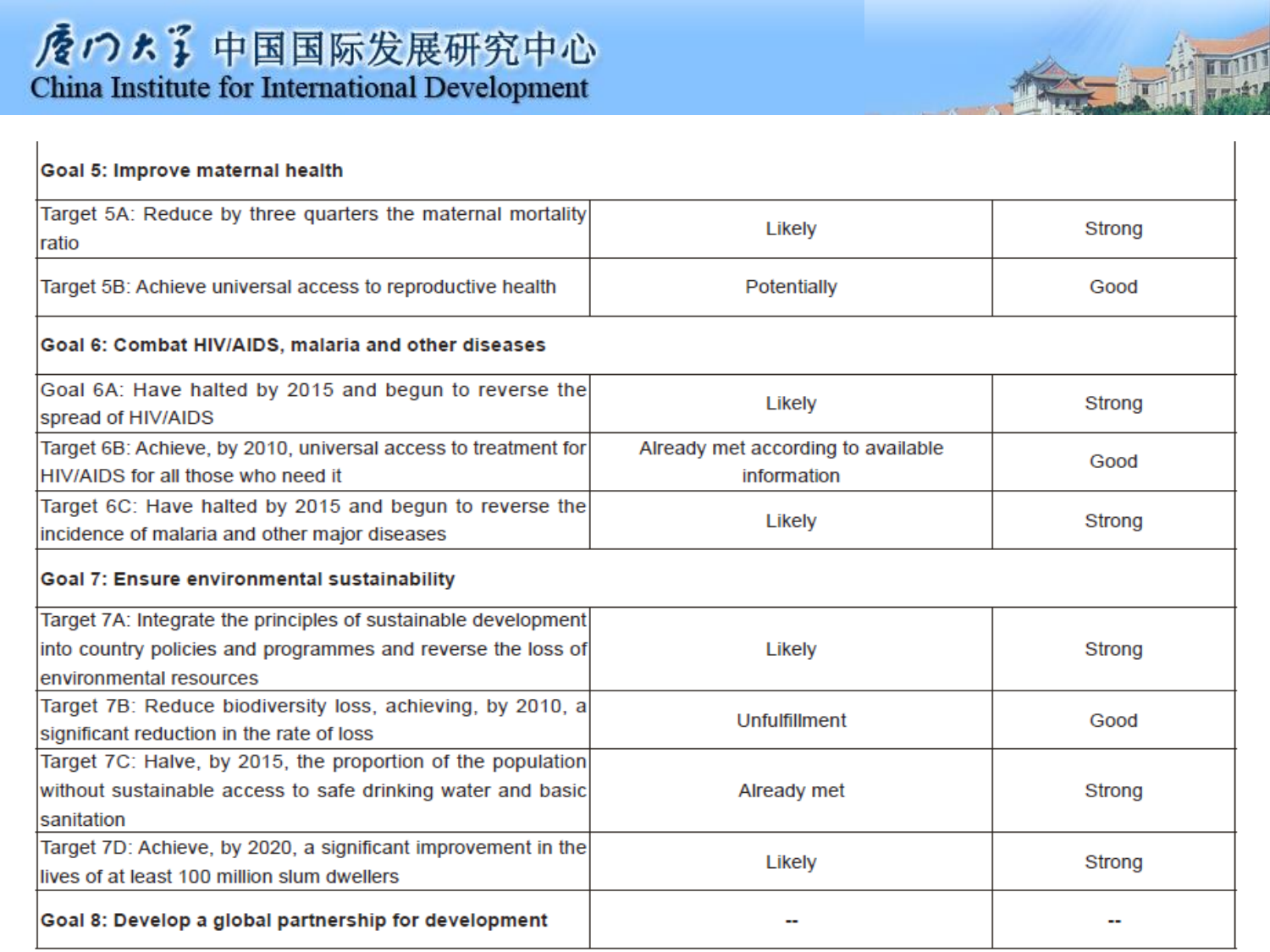| Goal 5: Improve maternal health | | |
|---|---|---|
| Target 5A: Reduce by three quarters the maternal mortality ratio | Likely | Strong |
| Target 5B: Achieve universal access to reproductive health | Potentially | Good |
| **Goal 6: Combat HIV/AIDS, malaria and other diseases** | | |
| Goal 6A: Have halted by 2015 and begun to reverse the spread of HIV/AIDS | Likely | Strong |
| Target 6B: Achieve, by 2010, universal access to treatment for HIV/AIDS for all those who need it | Already met according to available information | Good |
| Target 6C: Have halted by 2015 and begun to reverse the incidence of malaria and other major diseases | Likely | Strong |
| **Goal 7: Ensure environmental sustainability** | | |
| Target 7A: Integrate the principles of sustainable development into country policies and programmes and reverse the loss of environmental resources | Likely | Strong |
| Target 7B: Reduce biodiversity loss, achieving, by 2010, a significant reduction in the rate of loss | Unfulfillment | Good |
| Target 7C: Halve, by 2015, the proportion of the population without sustainable access to safe drinking water and basic sanitation | Already met | Strong |
| Target 7D: Achieve, by 2020, a significant improvement in the lives of at least 100 million slum dwellers | Likely | Strong |
| **Goal 8: Develop a global partnership for development** | -- | -- |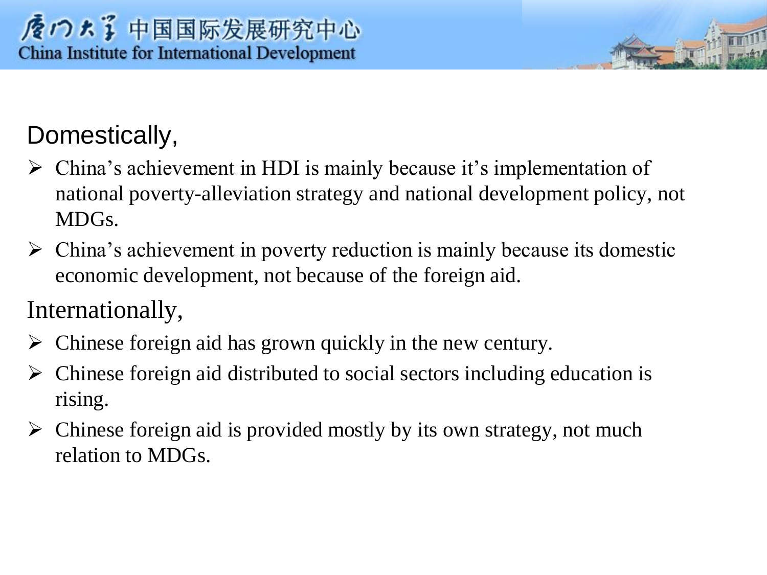Domestically,

- China's achievement in HDI is mainly because it's implementation of national poverty-alleviation strategy and national development policy, not MDGs.
- China's achievement in poverty reduction is mainly because its domestic economic development, not because of the foreign aid.

Internationally,

- Chinese foreign aid has grown quickly in the new century.
- Chinese foreign aid distributed to social sectors including education is rising.
- Chinese foreign aid is provided mostly by its own strategy, not much relation to MDGs.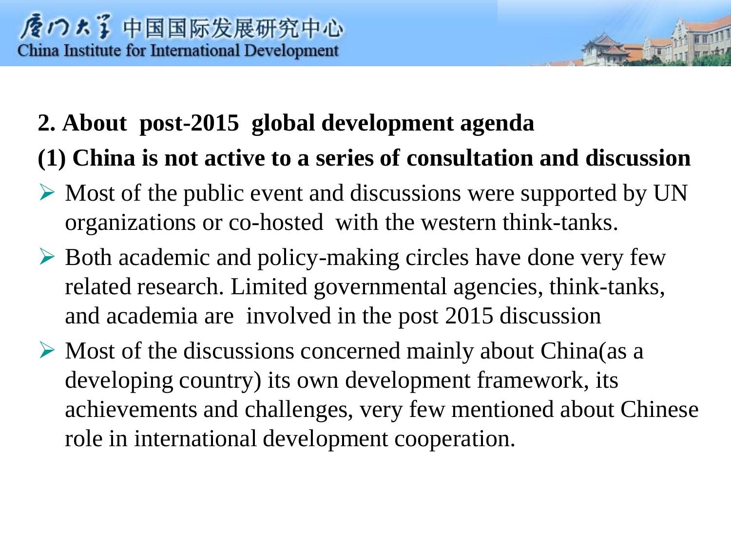## 2. About post-2015 global development agenda

### (1) China is not active to a series of consultation and discussion

- Most of the public event and discussions were supported by UN organizations or co-hosted with the western think-tanks.
- Both academic and policy-making circles have done very few related research. Limited governmental agencies, think-tanks, and academia are involved in the post 2015 discussion
- Most of the discussions concerned mainly about China(as a developing country) its own development framework, its achievements and challenges, very few mentioned about Chinese role in international development cooperation.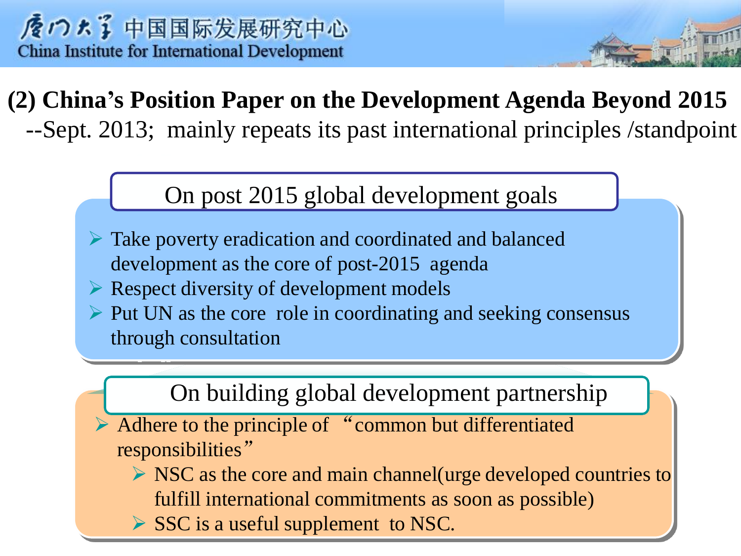## (2) China's Position Paper on the Development Agenda Beyond 2015

--Sept. 2013; mainly repeats its past international principles /standpoint

### On post 2015 global development goals

- Take poverty eradication and coordinated and balanced development as the core of post-2015 agenda
- Respect diversity of development models
- Put UN as the core role in coordinating and seeking consensus through consultation

### On building global development partnership

- Adhere to the principle of "common but differentiated responsibilities"
  - NSC as the core and main channel(urge developed countries to fulfill international commitments as soon as possible)
  - SSC is a useful supplement to NSC.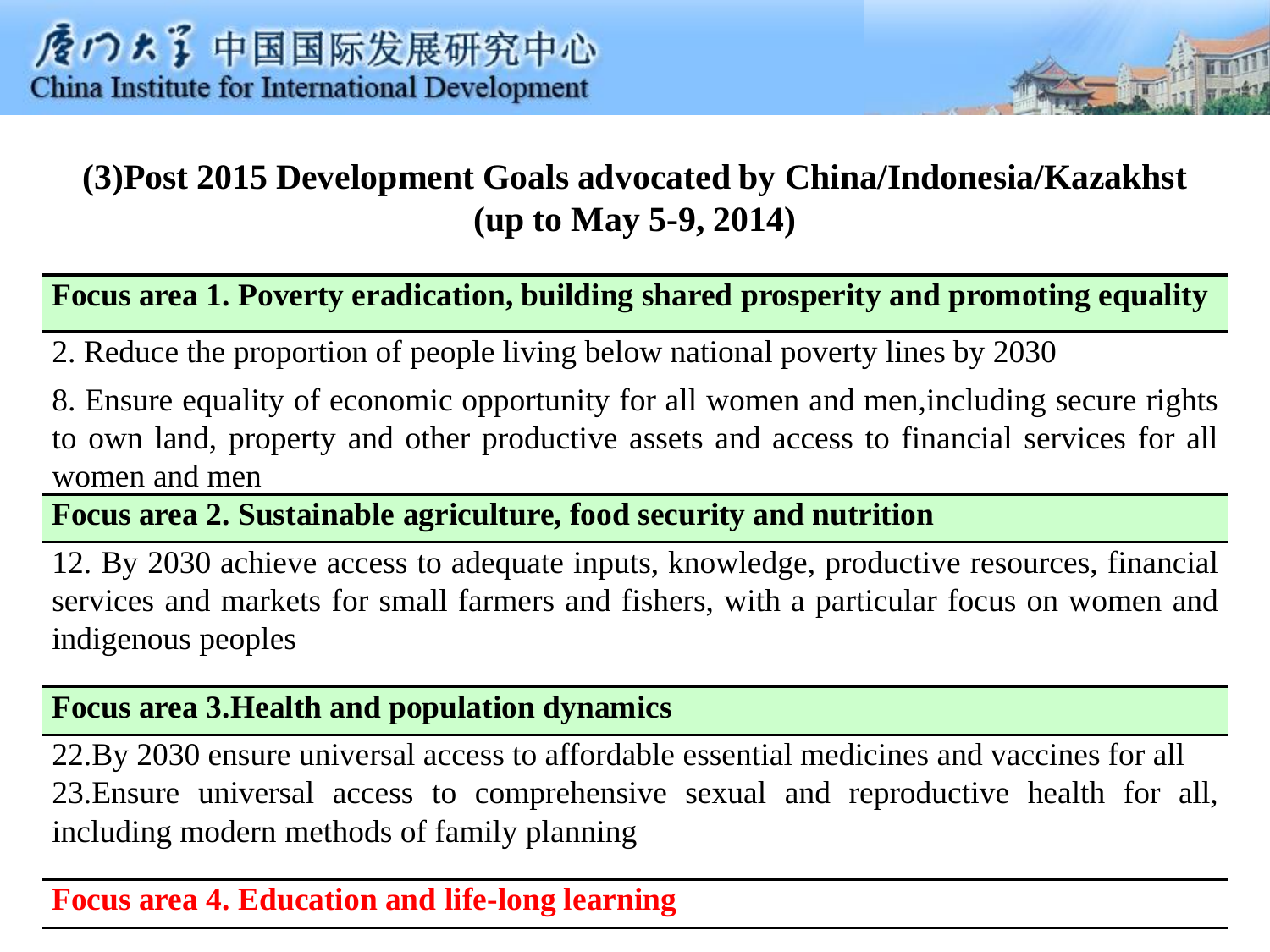## (3)Post 2015 Development Goals advocated by China/Indonesia/Kazakhst (up to May 5-9, 2014)

**Focus area 1. Poverty eradication, building shared prosperity and promoting equality**

2. Reduce the proportion of people living below national poverty lines by 2030

8. Ensure equality of economic opportunity for all women and men,including secure rights to own land, property and other productive assets and access to financial services for all women and men

**Focus area 2. Sustainable agriculture, food security and nutrition**

12. By 2030 achieve access to adequate inputs, knowledge, productive resources, financial services and markets for small farmers and fishers, with a particular focus on women and indigenous peoples

**Focus area 3.Health and population dynamics**

22.By 2030 ensure universal access to affordable essential medicines and vaccines for all

23.Ensure universal access to comprehensive sexual and reproductive health for all, including modern methods of family planning

**Focus area 4. Education and life-long learning**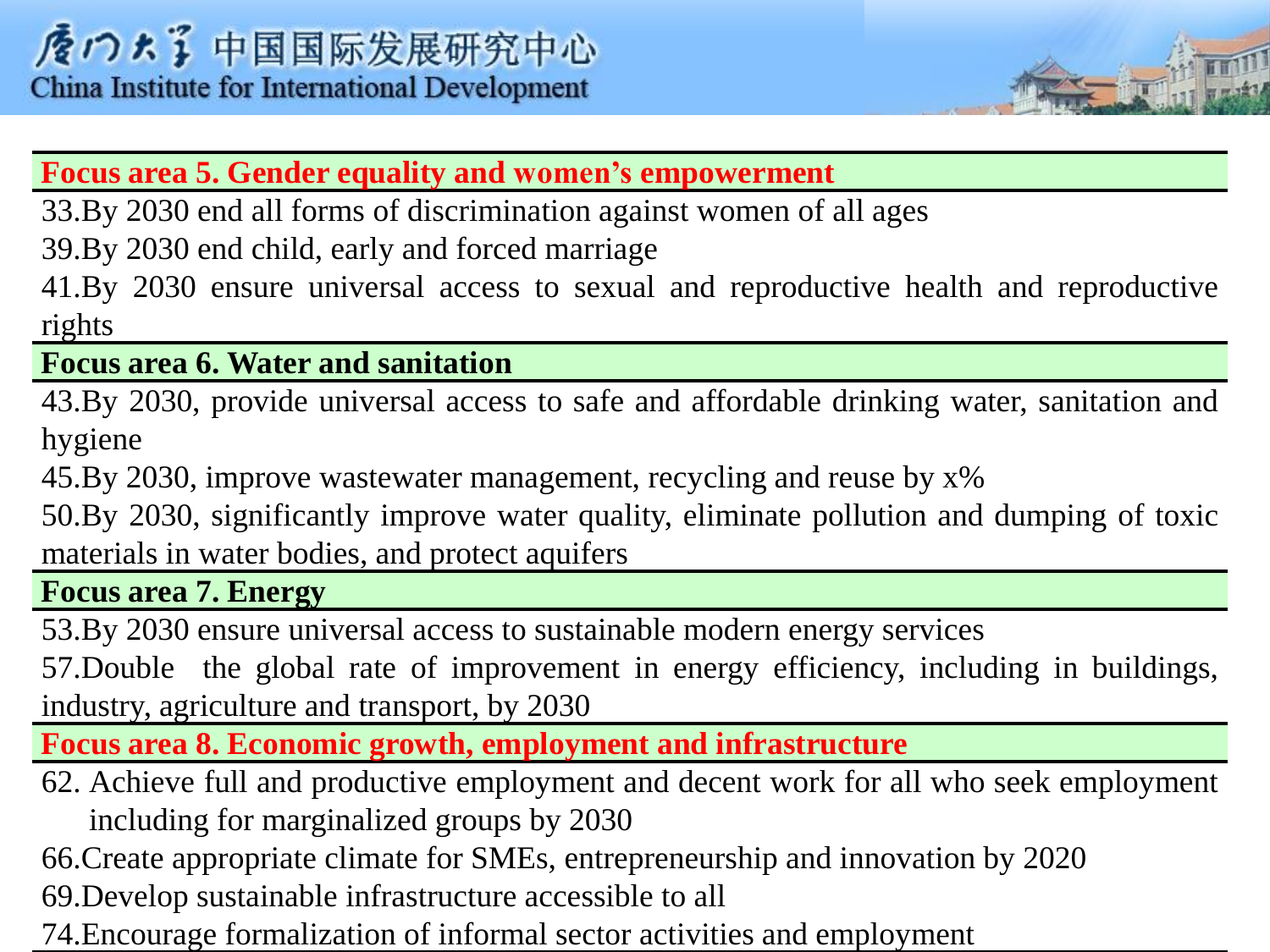**Focus area 5. Gender equality and women's empowerment**

33.By 2030 end all forms of discrimination against women of all ages

39.By 2030 end child, early and forced marriage

41.By 2030 ensure universal access to sexual and reproductive health and reproductive rights

**Focus area 6. Water and sanitation**

43.By 2030, provide universal access to safe and affordable drinking water, sanitation and hygiene

45.By 2030, improve wastewater management, recycling and reuse by x%

50.By 2030, significantly improve water quality, eliminate pollution and dumping of toxic materials in water bodies, and protect aquifers

**Focus area 7. Energy**

53.By 2030 ensure universal access to sustainable modern energy services

57.Double the global rate of improvement in energy efficiency, including in buildings, industry, agriculture and transport, by 2030

**Focus area 8. Economic growth, employment and infrastructure**

62. Achieve full and productive employment and decent work for all who seek employment including for marginalized groups by 2030

66.Create appropriate climate for SMEs, entrepreneurship and innovation by 2020

69.Develop sustainable infrastructure accessible to all

74.Encourage formalization of informal sector activities and employment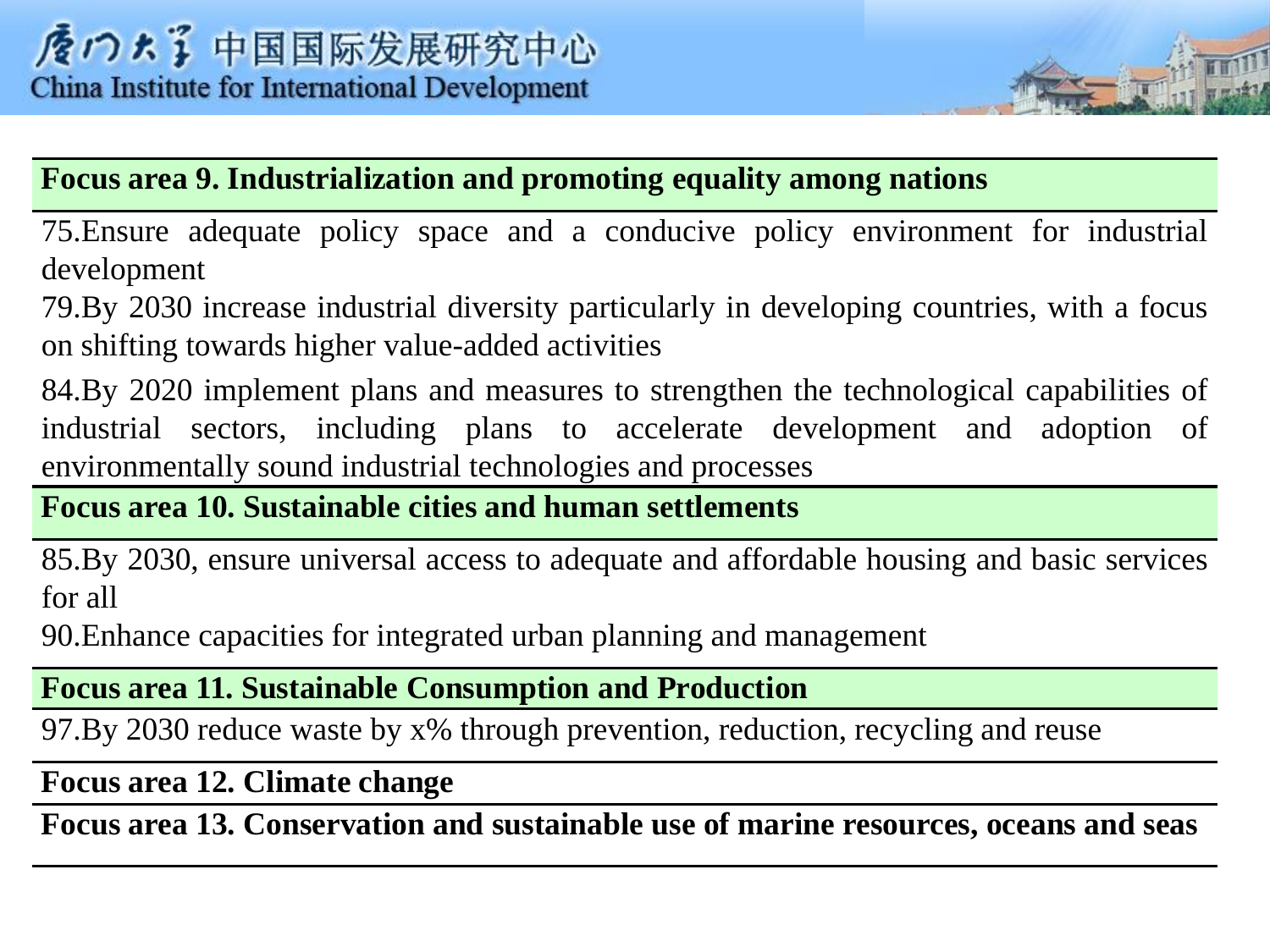**Focus area 9. Industrialization and promoting equality among nations**

75.Ensure adequate policy space and a conducive policy environment for industrial development

79.By 2030 increase industrial diversity particularly in developing countries, with a focus on shifting towards higher value-added activities

84.By 2020 implement plans and measures to strengthen the technological capabilities of industrial sectors, including plans to accelerate development and adoption of environmentally sound industrial technologies and processes

**Focus area 10. Sustainable cities and human settlements**

85.By 2030, ensure universal access to adequate and affordable housing and basic services for all

90.Enhance capacities for integrated urban planning and management

**Focus area 11. Sustainable Consumption and Production**

97.By 2030 reduce waste by x% through prevention, reduction, recycling and reuse

**Focus area 12. Climate change**

**Focus area 13. Conservation and sustainable use of marine resources, oceans and seas**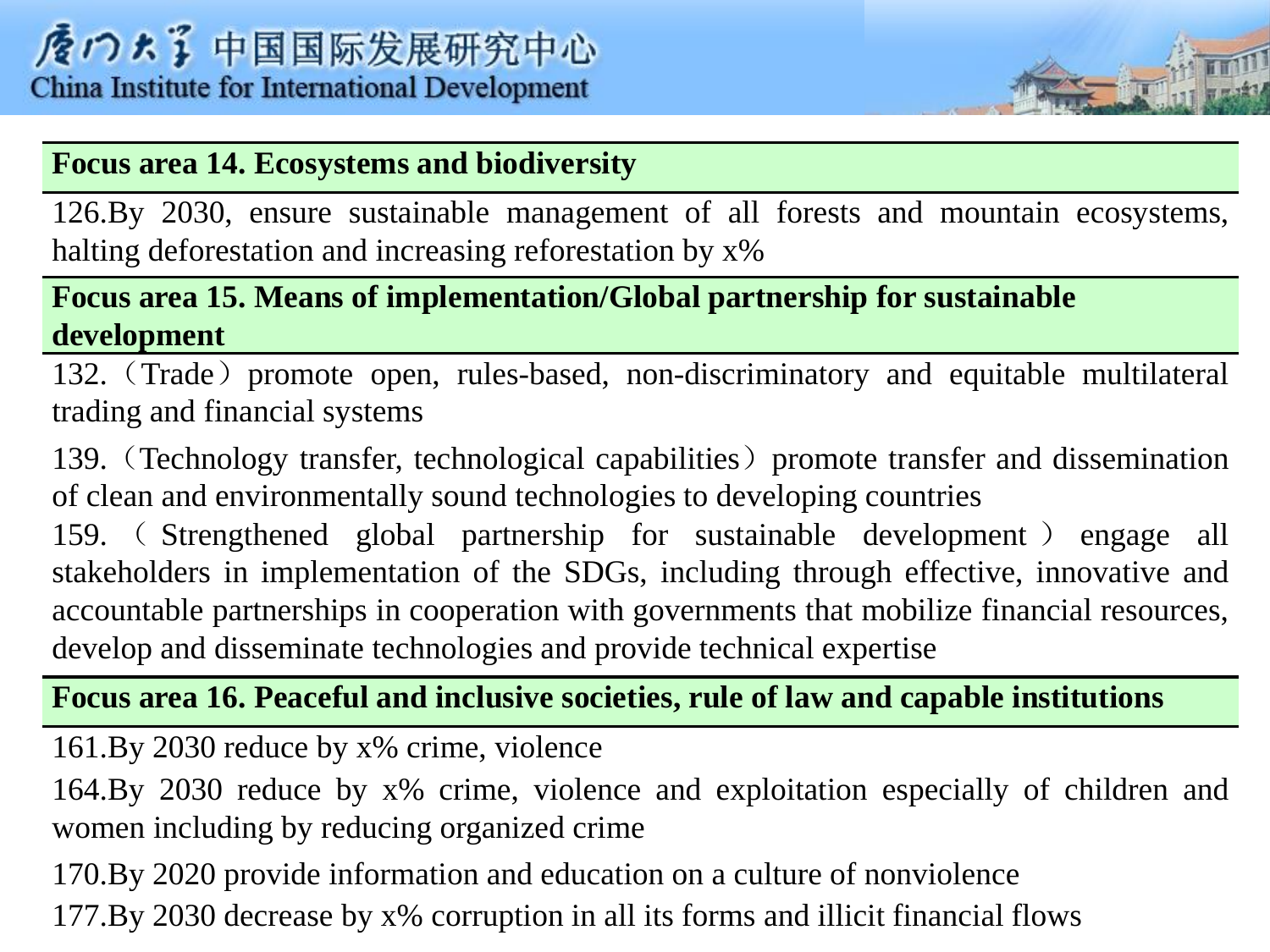**Focus area 14. Ecosystems and biodiversity**

126.By 2030, ensure sustainable management of all forests and mountain ecosystems, halting deforestation and increasing reforestation by x%

**Focus area 15. Means of implementation/Global partnership for sustainable development**

132.（Trade）promote open, rules-based, non-discriminatory and equitable multilateral trading and financial systems

139.（Technology transfer, technological capabilities）promote transfer and dissemination of clean and environmentally sound technologies to developing countries

159.（Strengthened global partnership for sustainable development）engage all stakeholders in implementation of the SDGs, including through effective, innovative and accountable partnerships in cooperation with governments that mobilize financial resources, develop and disseminate technologies and provide technical expertise

**Focus area 16. Peaceful and inclusive societies, rule of law and capable institutions**

161.By 2030 reduce by x% crime, violence

164.By 2030 reduce by x% crime, violence and exploitation especially of children and women including by reducing organized crime

170.By 2020 provide information and education on a culture of nonviolence

177.By 2030 decrease by x% corruption in all its forms and illicit financial flows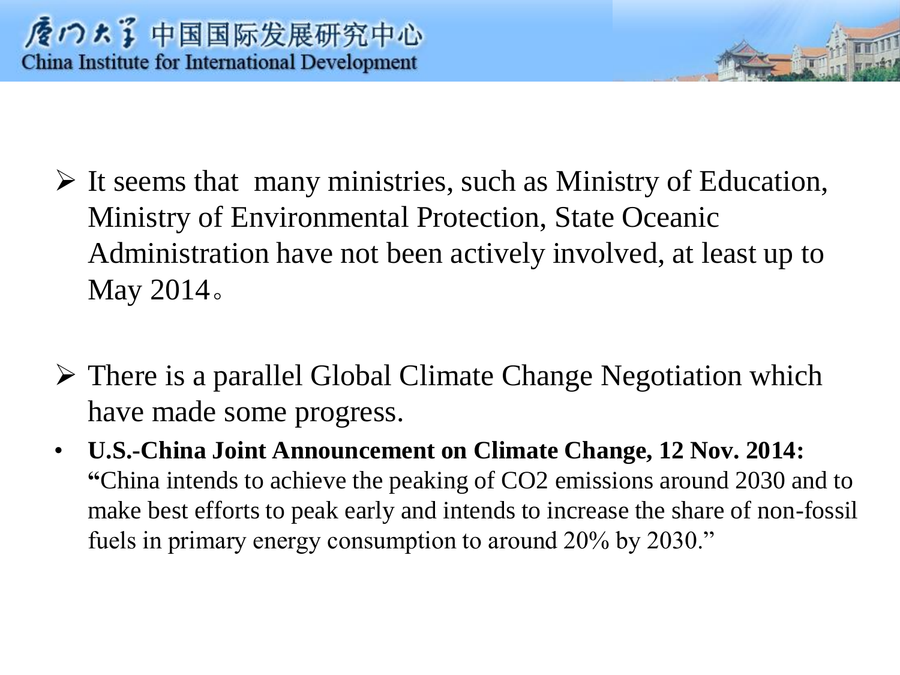- It seems that  many ministries, such as Ministry of Education, Ministry of Environmental Protection, State Oceanic Administration have not been actively involved, at least up to May 2014。

- There is a parallel Global Climate Change Negotiation which have made some progress.

- **U.S.-China Joint Announcement on Climate Change, 12 Nov. 2014: "**China intends to achieve the peaking of $CO_2$ emissions around 2030 and to make best efforts to peak early and intends to increase the share of non-fossil fuels in primary energy consumption to around 20% by 2030."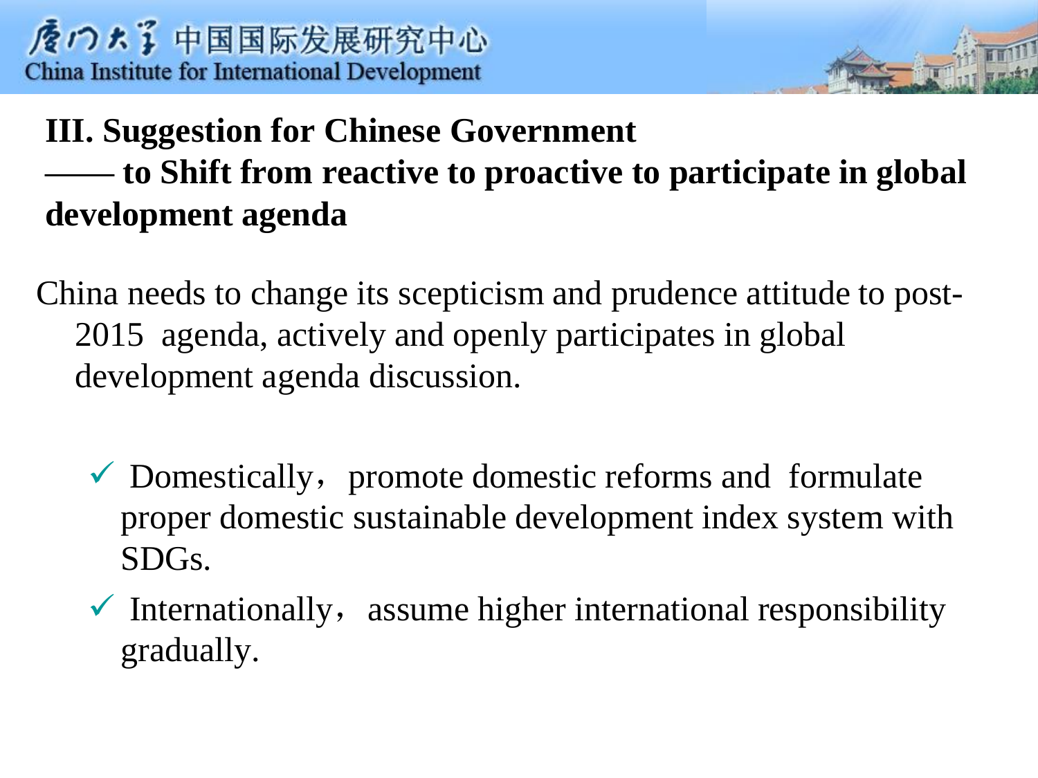## III. Suggestion for Chinese Government

## —— to Shift from reactive to proactive to participate in global development agenda

China needs to change its scepticism and prudence attitude to post-2015 agenda, actively and openly participates in global development agenda discussion.

- ✓ Domestically，promote domestic reforms and formulate proper domestic sustainable development index system with SDGs.
- ✓ Internationally，assume higher international responsibility gradually.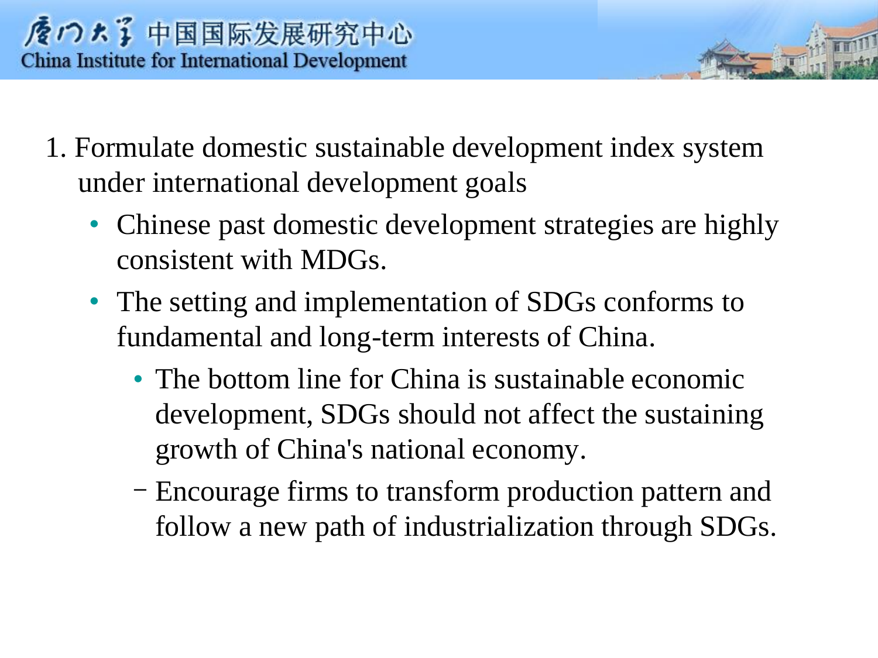1. Formulate domestic sustainable development index system under international development goals
   - Chinese past domestic development strategies are highly consistent with MDGs.
   - The setting and implementation of SDGs conforms to fundamental and long-term interests of China.
     - The bottom line for China is sustainable economic development, SDGs should not affect the sustaining growth of China's national economy.
       - Encourage firms to transform production pattern and follow a new path of industrialization through SDGs.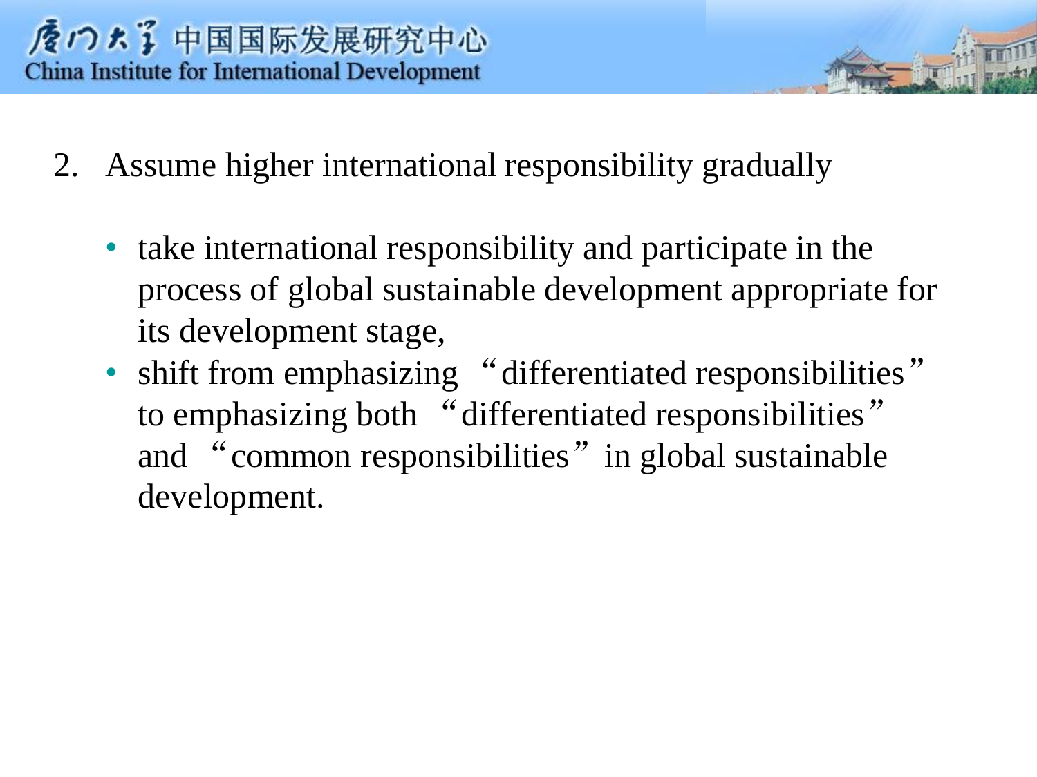2. Assume higher international responsibility gradually

    - take international responsibility and participate in the process of global sustainable development appropriate for its development stage,
    - shift from emphasizing “differentiated responsibilities” to emphasizing both “differentiated responsibilities” and “common responsibilities” in global sustainable development.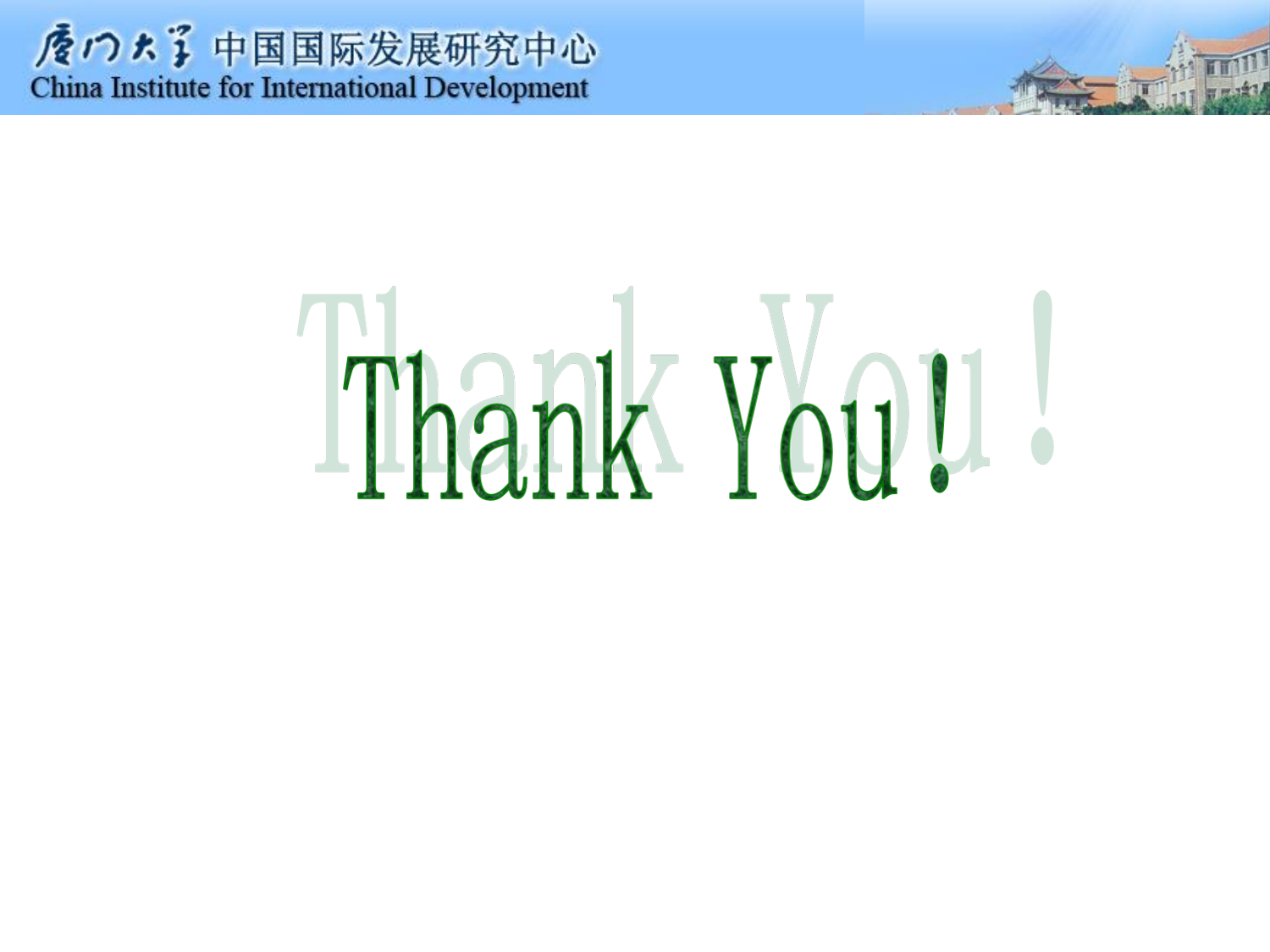# Thank You !